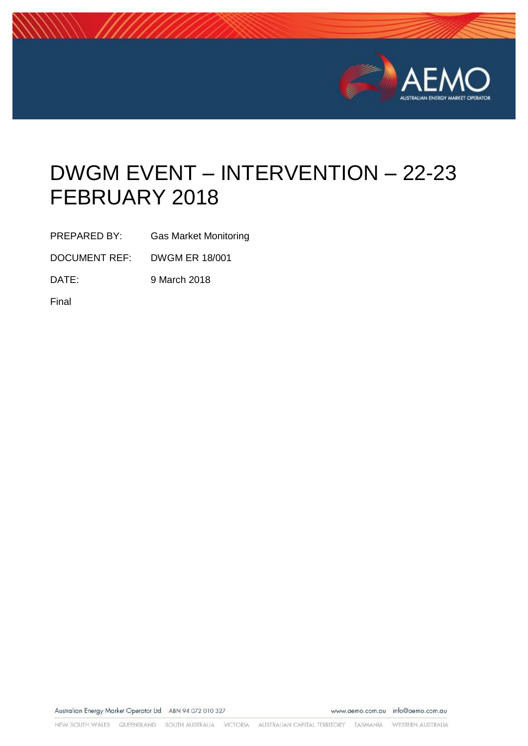# DWGM EVENT – INTERVENTION – 22-23 FEBRUARY 2018

PREPARED BY: Gas Market Monitoring

DOCUMENT REF: DWGM ER 18/001

DATE: 9 March 2018

Final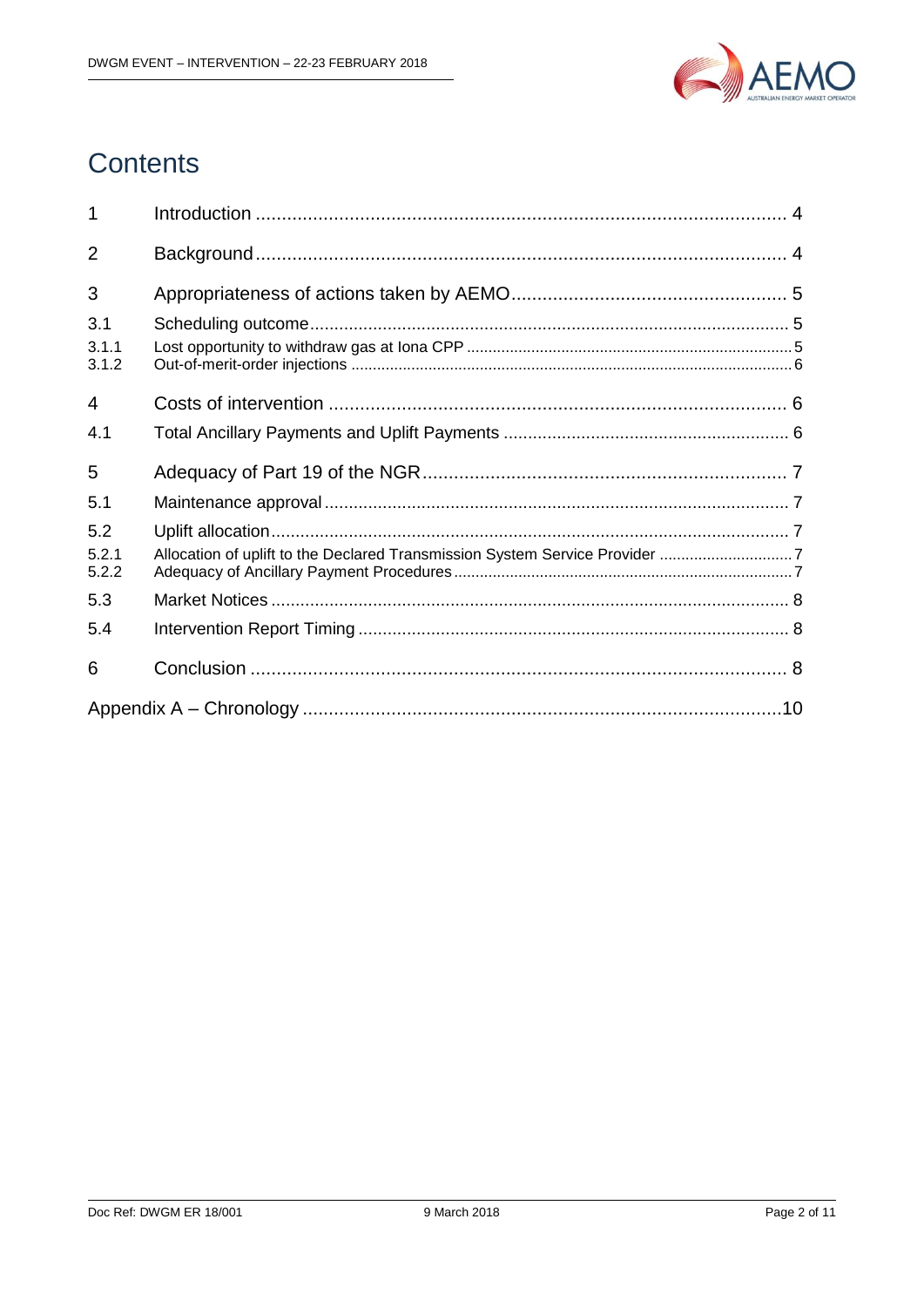# Contents

| | | |
|---|---|---|
| 1 | Introduction | 4 |
| 2 | Background | 4 |
| 3 | Appropriateness of actions taken by AEMO | 5 |
| 3.1 | Scheduling outcome | 5 |
| 3.1.1 | Lost opportunity to withdraw gas at Iona CPP | 5 |
| 3.1.2 | Out-of-merit-order injections | 6 |
| 4 | Costs of intervention | 6 |
| 4.1 | Total Ancillary Payments and Uplift Payments | 6 |
| 5 | Adequacy of Part 19 of the NGR | 7 |
| 5.1 | Maintenance approval | 7 |
| 5.2 | Uplift allocation | 7 |
| 5.2.1 | Allocation of uplift to the Declared Transmission System Service Provider | 7 |
| 5.2.2 | Adequacy of Ancillary Payment Procedures | 7 |
| 5.3 | Market Notices | 8 |
| 5.4 | Intervention Report Timing | 8 |
| 6 | Conclusion | 8 |
| Appendix A – Chronology | | 10 |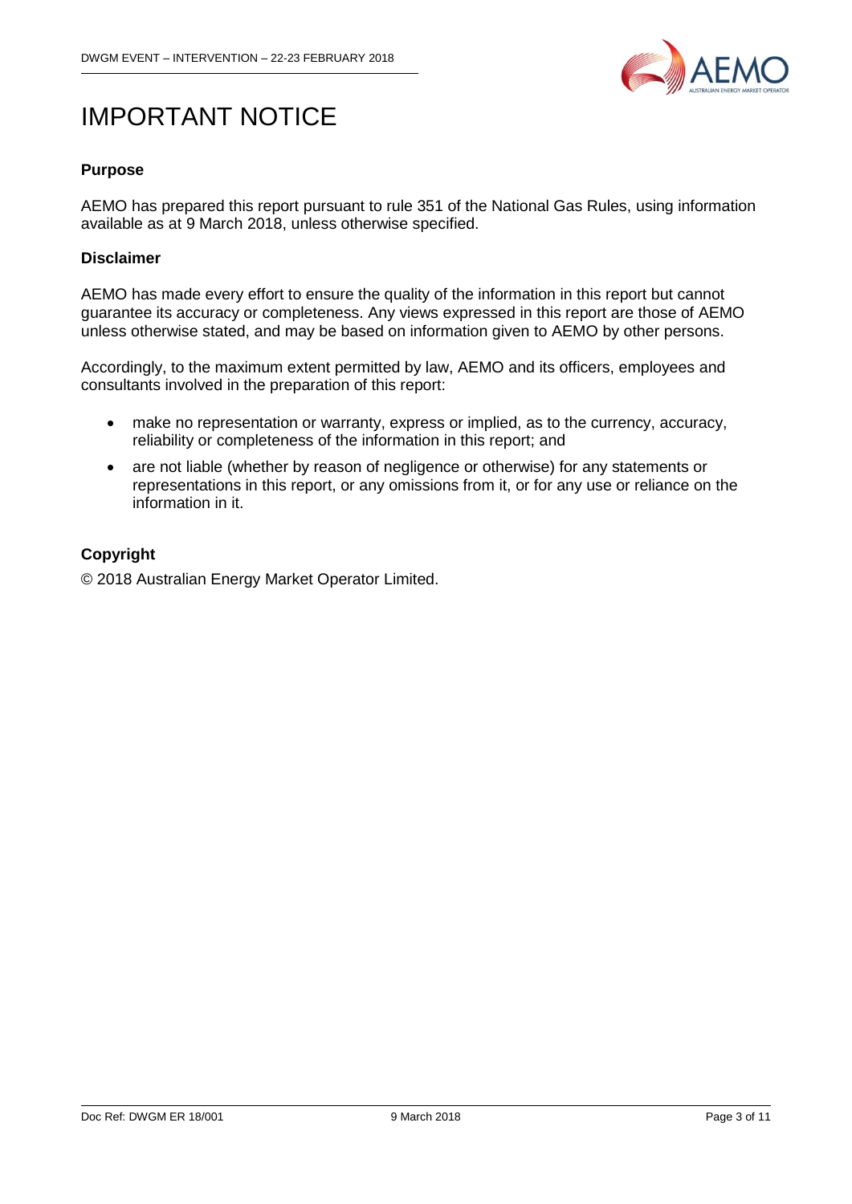# IMPORTANT NOTICE

### Purpose

AEMO has prepared this report pursuant to rule 351 of the National Gas Rules, using information available as at 9 March 2018, unless otherwise specified.

### Disclaimer

AEMO has made every effort to ensure the quality of the information in this report but cannot guarantee its accuracy or completeness. Any views expressed in this report are those of AEMO unless otherwise stated, and may be based on information given to AEMO by other persons.

Accordingly, to the maximum extent permitted by law, AEMO and its officers, employees and consultants involved in the preparation of this report:

- make no representation or warranty, express or implied, as to the currency, accuracy, reliability or completeness of the information in this report; and
- are not liable (whether by reason of negligence or otherwise) for any statements or representations in this report, or any omissions from it, or for any use or reliance on the information in it.

### Copyright

© 2018 Australian Energy Market Operator Limited.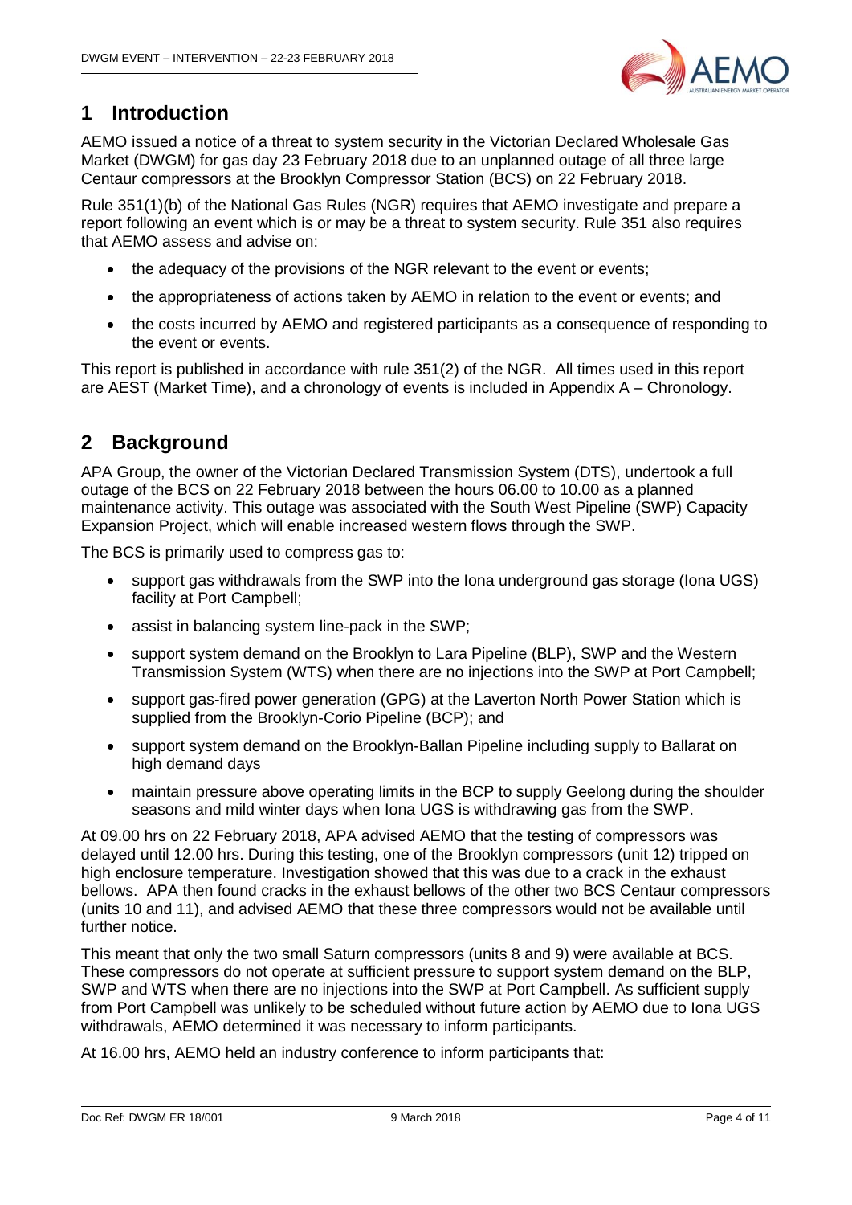# 1 Introduction

AEMO issued a notice of a threat to system security in the Victorian Declared Wholesale Gas Market (DWGM) for gas day 23 February 2018 due to an unplanned outage of all three large Centaur compressors at the Brooklyn Compressor Station (BCS) on 22 February 2018.

Rule 351(1)(b) of the National Gas Rules (NGR) requires that AEMO investigate and prepare a report following an event which is or may be a threat to system security. Rule 351 also requires that AEMO assess and advise on:

- the adequacy of the provisions of the NGR relevant to the event or events;
- the appropriateness of actions taken by AEMO in relation to the event or events; and
- the costs incurred by AEMO and registered participants as a consequence of responding to the event or events.

This report is published in accordance with rule 351(2) of the NGR. All times used in this report are AEST (Market Time), and a chronology of events is included in Appendix A – Chronology.

# 2 Background

APA Group, the owner of the Victorian Declared Transmission System (DTS), undertook a full outage of the BCS on 22 February 2018 between the hours 06.00 to 10.00 as a planned maintenance activity. This outage was associated with the South West Pipeline (SWP) Capacity Expansion Project, which will enable increased western flows through the SWP.

The BCS is primarily used to compress gas to:

- support gas withdrawals from the SWP into the Iona underground gas storage (Iona UGS) facility at Port Campbell;
- assist in balancing system line-pack in the SWP;
- support system demand on the Brooklyn to Lara Pipeline (BLP), SWP and the Western Transmission System (WTS) when there are no injections into the SWP at Port Campbell;
- support gas-fired power generation (GPG) at the Laverton North Power Station which is supplied from the Brooklyn-Corio Pipeline (BCP); and
- support system demand on the Brooklyn-Ballan Pipeline including supply to Ballarat on high demand days
- maintain pressure above operating limits in the BCP to supply Geelong during the shoulder seasons and mild winter days when Iona UGS is withdrawing gas from the SWP.

At 09.00 hrs on 22 February 2018, APA advised AEMO that the testing of compressors was delayed until 12.00 hrs. During this testing, one of the Brooklyn compressors (unit 12) tripped on high enclosure temperature. Investigation showed that this was due to a crack in the exhaust bellows. APA then found cracks in the exhaust bellows of the other two BCS Centaur compressors (units 10 and 11), and advised AEMO that these three compressors would not be available until further notice.

This meant that only the two small Saturn compressors (units 8 and 9) were available at BCS. These compressors do not operate at sufficient pressure to support system demand on the BLP, SWP and WTS when there are no injections into the SWP at Port Campbell. As sufficient supply from Port Campbell was unlikely to be scheduled without future action by AEMO due to Iona UGS withdrawals, AEMO determined it was necessary to inform participants.

At 16.00 hrs, AEMO held an industry conference to inform participants that: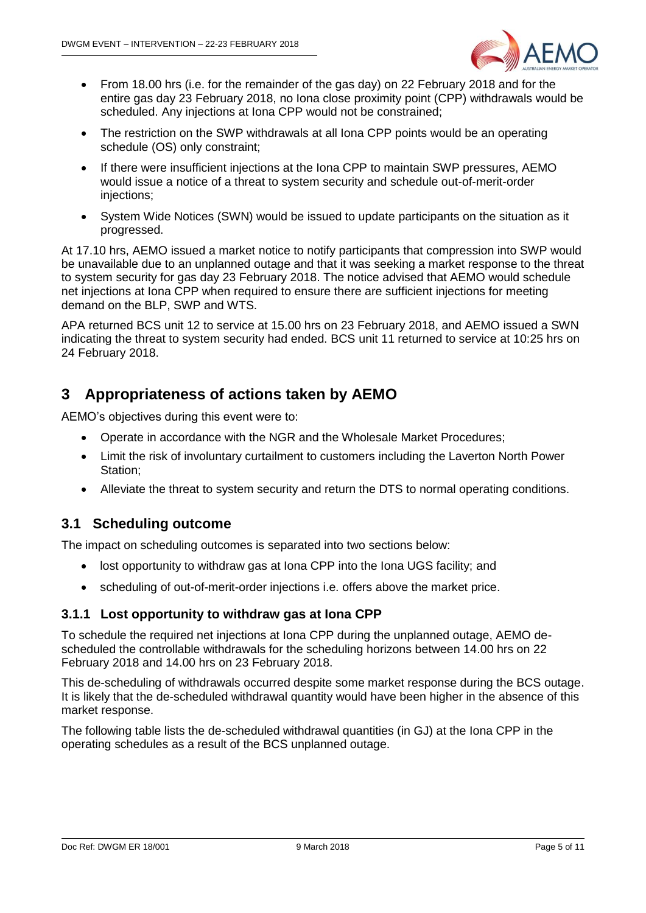- From 18.00 hrs (i.e. for the remainder of the gas day) on 22 February 2018 and for the entire gas day 23 February 2018, no Iona close proximity point (CPP) withdrawals would be scheduled. Any injections at Iona CPP would not be constrained;
- The restriction on the SWP withdrawals at all Iona CPP points would be an operating schedule (OS) only constraint;
- If there were insufficient injections at the Iona CPP to maintain SWP pressures, AEMO would issue a notice of a threat to system security and schedule out-of-merit-order injections;
- System Wide Notices (SWN) would be issued to update participants on the situation as it progressed.

At 17.10 hrs, AEMO issued a market notice to notify participants that compression into SWP would be unavailable due to an unplanned outage and that it was seeking a market response to the threat to system security for gas day 23 February 2018. The notice advised that AEMO would schedule net injections at Iona CPP when required to ensure there are sufficient injections for meeting demand on the BLP, SWP and WTS.

APA returned BCS unit 12 to service at 15.00 hrs on 23 February 2018, and AEMO issued a SWN indicating the threat to system security had ended. BCS unit 11 returned to service at 10:25 hrs on 24 February 2018.

# 3 Appropriateness of actions taken by AEMO

AEMO's objectives during this event were to:

- Operate in accordance with the NGR and the Wholesale Market Procedures;
- Limit the risk of involuntary curtailment to customers including the Laverton North Power Station;
- Alleviate the threat to system security and return the DTS to normal operating conditions.

## 3.1 Scheduling outcome

The impact on scheduling outcomes is separated into two sections below:

- lost opportunity to withdraw gas at Iona CPP into the Iona UGS facility; and
- scheduling of out-of-merit-order injections i.e. offers above the market price.

### 3.1.1 Lost opportunity to withdraw gas at Iona CPP

To schedule the required net injections at Iona CPP during the unplanned outage, AEMO de-scheduled the controllable withdrawals for the scheduling horizons between 14.00 hrs on 22 February 2018 and 14.00 hrs on 23 February 2018.

This de-scheduling of withdrawals occurred despite some market response during the BCS outage. It is likely that the de-scheduled withdrawal quantity would have been higher in the absence of this market response.

The following table lists the de-scheduled withdrawal quantities (in GJ) at the Iona CPP in the operating schedules as a result of the BCS unplanned outage.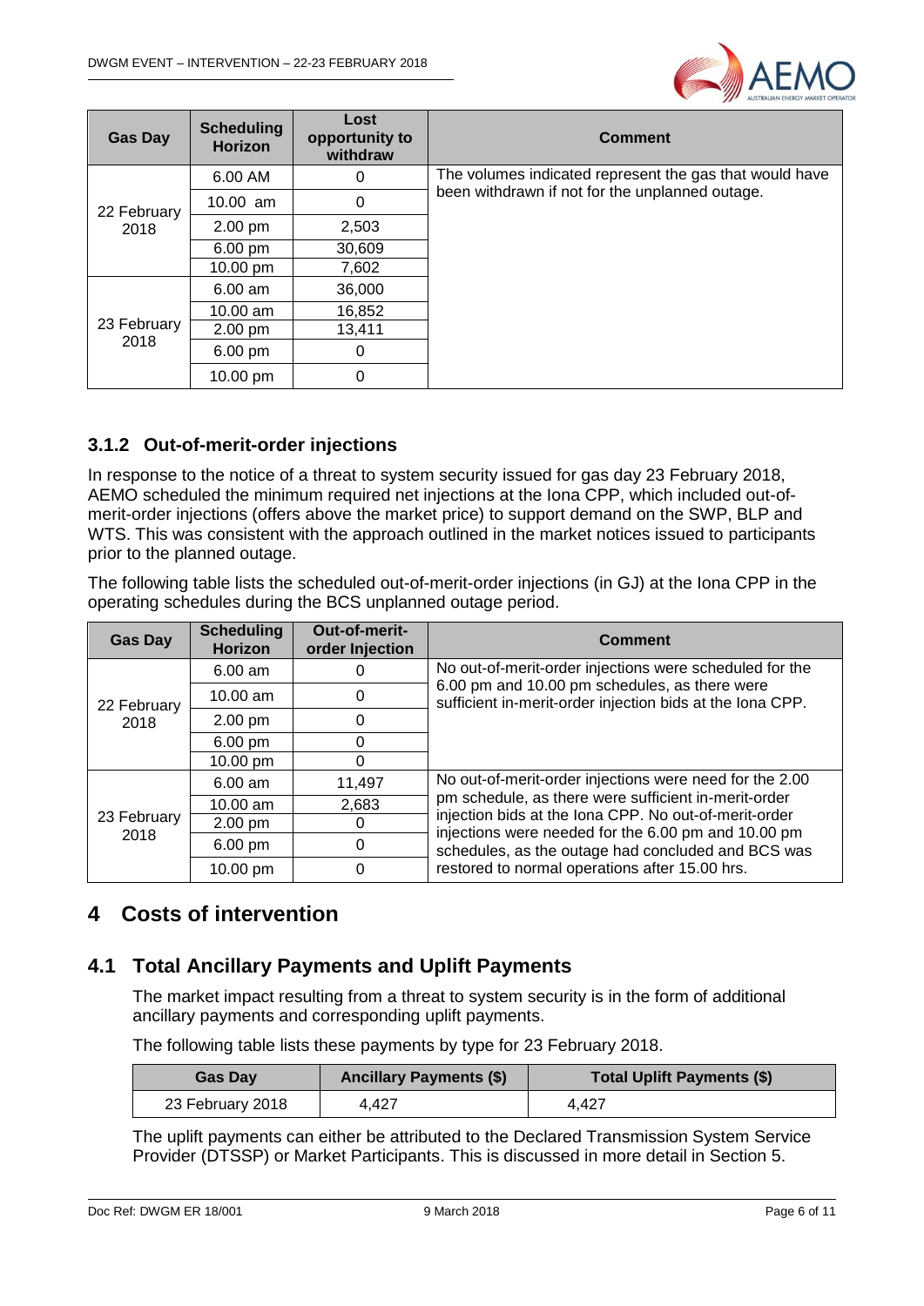| Gas Day | Scheduling Horizon | Lost opportunity to withdraw | Comment |
| --- | --- | --- | --- |
| 22 February 2018 | 6.00 AM | 0 | The volumes indicated represent the gas that would have been withdrawn if not for the unplanned outage. |
| | 10.00 am | 0 | |
| | 2.00 pm | 2,503 | |
| | 6.00 pm | 30,609 | |
| | 10.00 pm | 7,602 | |
| 23 February 2018 | 6.00 am | 36,000 | |
| | 10.00 am | 16,852 | |
| | 2.00 pm | 13,411 | |
| | 6.00 pm | 0 | |
| | 10.00 pm | 0 | |

### 3.1.2 Out-of-merit-order injections

In response to the notice of a threat to system security issued for gas day 23 February 2018, AEMO scheduled the minimum required net injections at the Iona CPP, which included out-of-merit-order injections (offers above the market price) to support demand on the SWP, BLP and WTS. This was consistent with the approach outlined in the market notices issued to participants prior to the planned outage.

The following table lists the scheduled out-of-merit-order injections (in GJ) at the Iona CPP in the operating schedules during the BCS unplanned outage period.

| Gas Day | Scheduling Horizon | Out-of-merit-order Injection | Comment |
| --- | --- | --- | --- |
| 22 February 2018 | 6.00 am | 0 | No out-of-merit-order injections were scheduled for the 6.00 pm and 10.00 pm schedules, as there were sufficient in-merit-order injection bids at the Iona CPP. |
| | 10.00 am | 0 | |
| | 2.00 pm | 0 | |
| | 6.00 pm | 0 | |
| | 10.00 pm | 0 | |
| 23 February 2018 | 6.00 am | 11,497 | No out-of-merit-order injections were need for the 2.00 pm schedule, as there were sufficient in-merit-order injection bids at the Iona CPP. No out-of-merit-order injections were needed for the 6.00 pm and 10.00 pm schedules, as the outage had concluded and BCS was restored to normal operations after 15.00 hrs. |
| | 10.00 am | 2,683 | |
| | 2.00 pm | 0 | |
| | 6.00 pm | 0 | |
| | 10.00 pm | 0 | |

# 4 Costs of intervention

## 4.1 Total Ancillary Payments and Uplift Payments

The market impact resulting from a threat to system security is in the form of additional ancillary payments and corresponding uplift payments.

The following table lists these payments by type for 23 February 2018.

| Gas Day | Ancillary Payments ($) | Total Uplift Payments ($) |
| --- | --- | --- |
| 23 February 2018 | 4,427 | 4,427 |

The uplift payments can either be attributed to the Declared Transmission System Service Provider (DTSSP) or Market Participants. This is discussed in more detail in Section 5.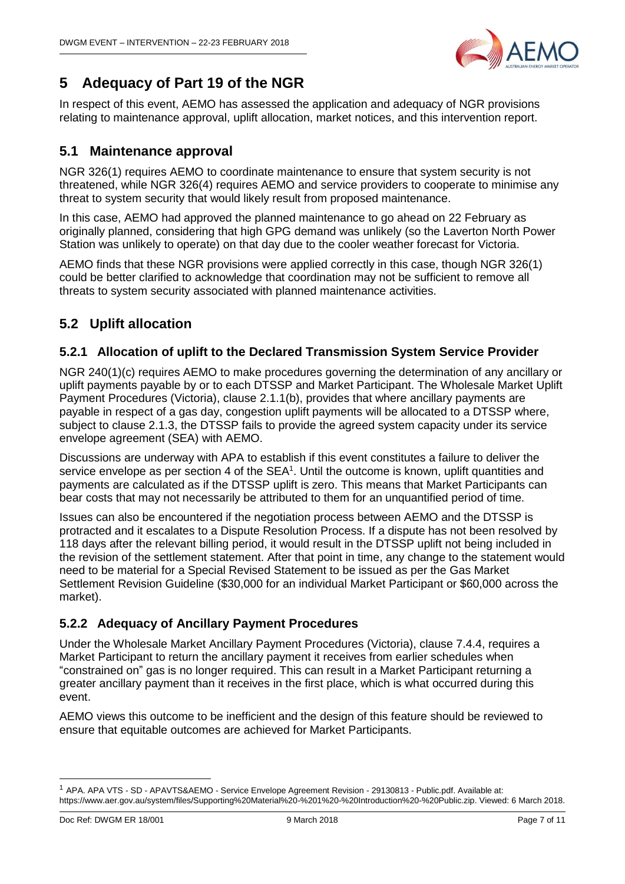# 5 Adequacy of Part 19 of the NGR

In respect of this event, AEMO has assessed the application and adequacy of NGR provisions relating to maintenance approval, uplift allocation, market notices, and this intervention report.

## 5.1 Maintenance approval

NGR 326(1) requires AEMO to coordinate maintenance to ensure that system security is not threatened, while NGR 326(4) requires AEMO and service providers to cooperate to minimise any threat to system security that would likely result from proposed maintenance.

In this case, AEMO had approved the planned maintenance to go ahead on 22 February as originally planned, considering that high GPG demand was unlikely (so the Laverton North Power Station was unlikely to operate) on that day due to the cooler weather forecast for Victoria.

AEMO finds that these NGR provisions were applied correctly in this case, though NGR 326(1) could be better clarified to acknowledge that coordination may not be sufficient to remove all threats to system security associated with planned maintenance activities.

## 5.2 Uplift allocation

### 5.2.1 Allocation of uplift to the Declared Transmission System Service Provider

NGR 240(1)(c) requires AEMO to make procedures governing the determination of any ancillary or uplift payments payable by or to each DTSSP and Market Participant. The Wholesale Market Uplift Payment Procedures (Victoria), clause 2.1.1(b), provides that where ancillary payments are payable in respect of a gas day, congestion uplift payments will be allocated to a DTSSP where, subject to clause 2.1.3, the DTSSP fails to provide the agreed system capacity under its service envelope agreement (SEA) with AEMO.

Discussions are underway with APA to establish if this event constitutes a failure to deliver the service envelope as per section 4 of the SEA[1]. Until the outcome is known, uplift quantities and payments are calculated as if the DTSSP uplift is zero. This means that Market Participants can bear costs that may not necessarily be attributed to them for an unquantified period of time.

Issues can also be encountered if the negotiation process between AEMO and the DTSSP is protracted and it escalates to a Dispute Resolution Process. If a dispute has not been resolved by 118 days after the relevant billing period, it would result in the DTSSP uplift not being included in the revision of the settlement statement. After that point in time, any change to the statement would need to be material for a Special Revised Statement to be issued as per the Gas Market Settlement Revision Guideline ($30,000 for an individual Market Participant or $60,000 across the market).

### 5.2.2 Adequacy of Ancillary Payment Procedures

Under the Wholesale Market Ancillary Payment Procedures (Victoria), clause 7.4.4, requires a Market Participant to return the ancillary payment it receives from earlier schedules when "constrained on" gas is no longer required. This can result in a Market Participant returning a greater ancillary payment than it receives in the first place, which is what occurred during this event.

AEMO views this outcome to be inefficient and the design of this feature should be reviewed to ensure that equitable outcomes are achieved for Market Participants.

---

[1] APA. APA VTS - SD - APAVTS&AEMO - Service Envelope Agreement Revision - 29130813 - Public.pdf. Available at: https://www.aer.gov.au/system/files/Supporting%20Material%20-%201%20-%20Introduction%20-%20Public.zip. Viewed: 6 March 2018.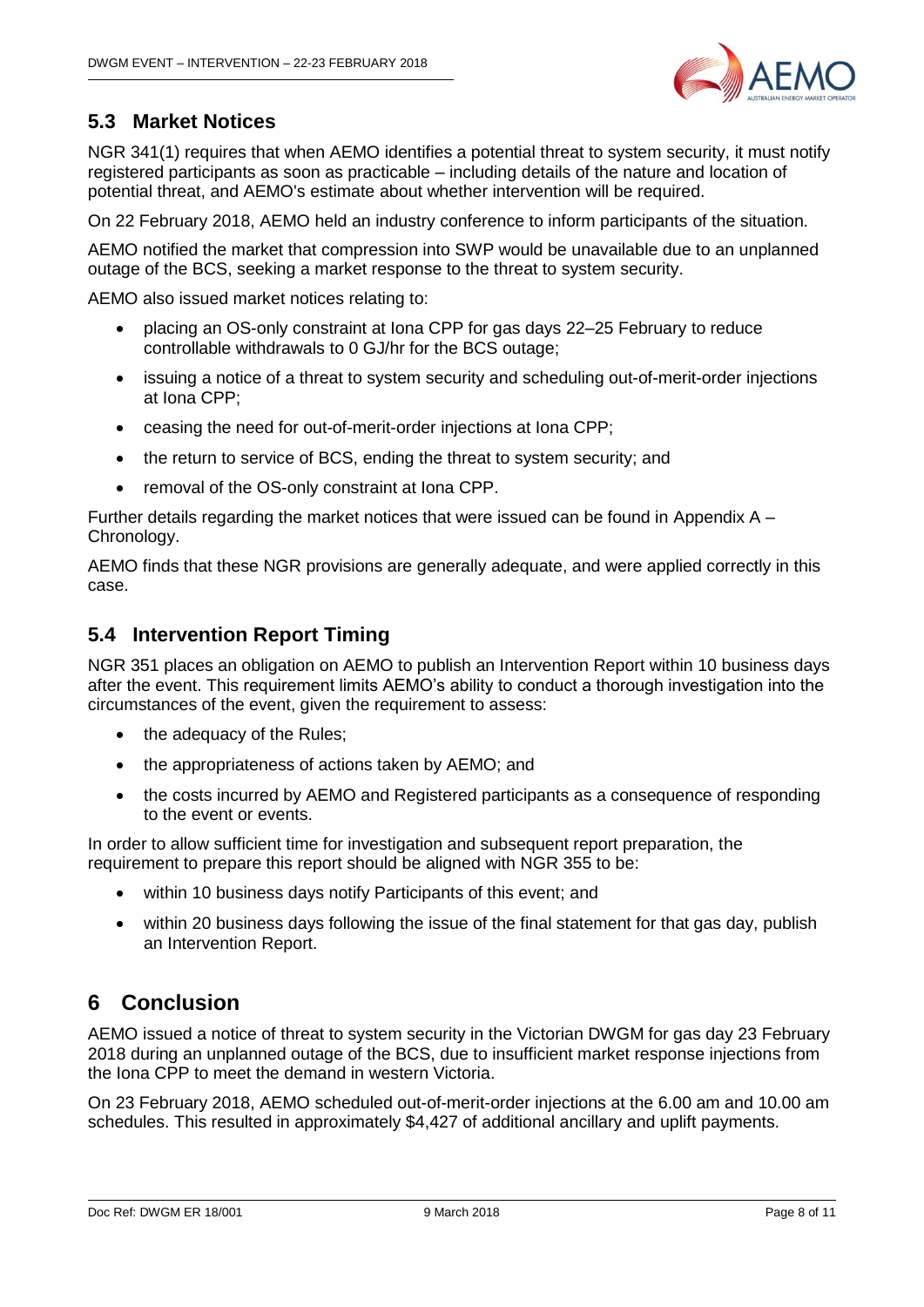## 5.3 Market Notices

NGR 341(1) requires that when AEMO identifies a potential threat to system security, it must notify registered participants as soon as practicable – including details of the nature and location of potential threat, and AEMO's estimate about whether intervention will be required.

On 22 February 2018, AEMO held an industry conference to inform participants of the situation.

AEMO notified the market that compression into SWP would be unavailable due to an unplanned outage of the BCS, seeking a market response to the threat to system security.

AEMO also issued market notices relating to:

- placing an OS-only constraint at Iona CPP for gas days 22–25 February to reduce controllable withdrawals to 0 GJ/hr for the BCS outage;
- issuing a notice of a threat to system security and scheduling out-of-merit-order injections at Iona CPP;
- ceasing the need for out-of-merit-order injections at Iona CPP;
- the return to service of BCS, ending the threat to system security; and
- removal of the OS-only constraint at Iona CPP.

Further details regarding the market notices that were issued can be found in Appendix A – Chronology.

AEMO finds that these NGR provisions are generally adequate, and were applied correctly in this case.

## 5.4 Intervention Report Timing

NGR 351 places an obligation on AEMO to publish an Intervention Report within 10 business days after the event. This requirement limits AEMO's ability to conduct a thorough investigation into the circumstances of the event, given the requirement to assess:

- the adequacy of the Rules;
- the appropriateness of actions taken by AEMO; and
- the costs incurred by AEMO and Registered participants as a consequence of responding to the event or events.

In order to allow sufficient time for investigation and subsequent report preparation, the requirement to prepare this report should be aligned with NGR 355 to be:

- within 10 business days notify Participants of this event; and
- within 20 business days following the issue of the final statement for that gas day, publish an Intervention Report.

# 6 Conclusion

AEMO issued a notice of threat to system security in the Victorian DWGM for gas day 23 February 2018 during an unplanned outage of the BCS, due to insufficient market response injections from the Iona CPP to meet the demand in western Victoria.

On 23 February 2018, AEMO scheduled out-of-merit-order injections at the 6.00 am and 10.00 am schedules. This resulted in approximately $4,427 of additional ancillary and uplift payments.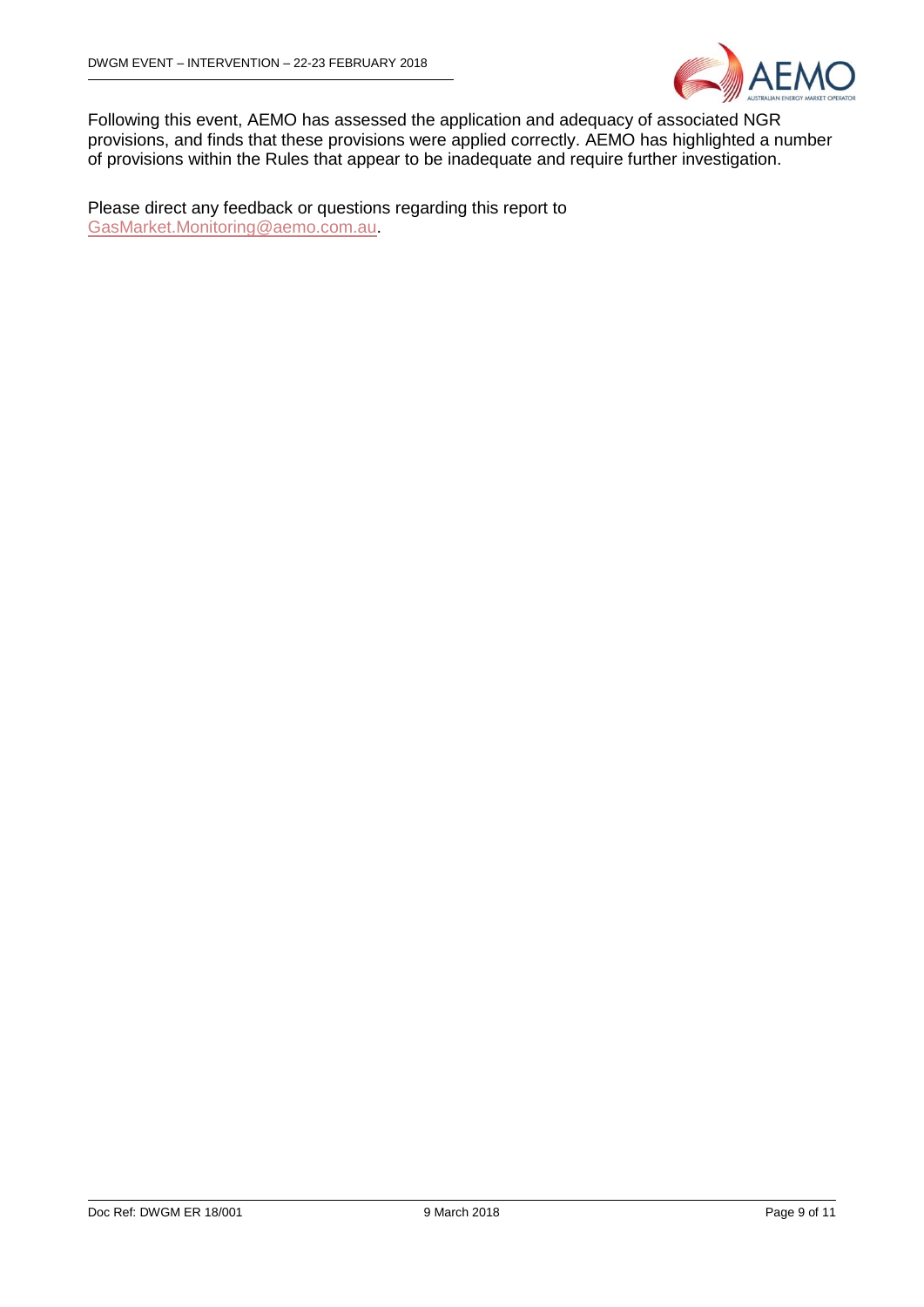Following this event, AEMO has assessed the application and adequacy of associated NGR provisions, and finds that these provisions were applied correctly. AEMO has highlighted a number of provisions within the Rules that appear to be inadequate and require further investigation.

Please direct any feedback or questions regarding this report to GasMarket.Monitoring@aemo.com.au.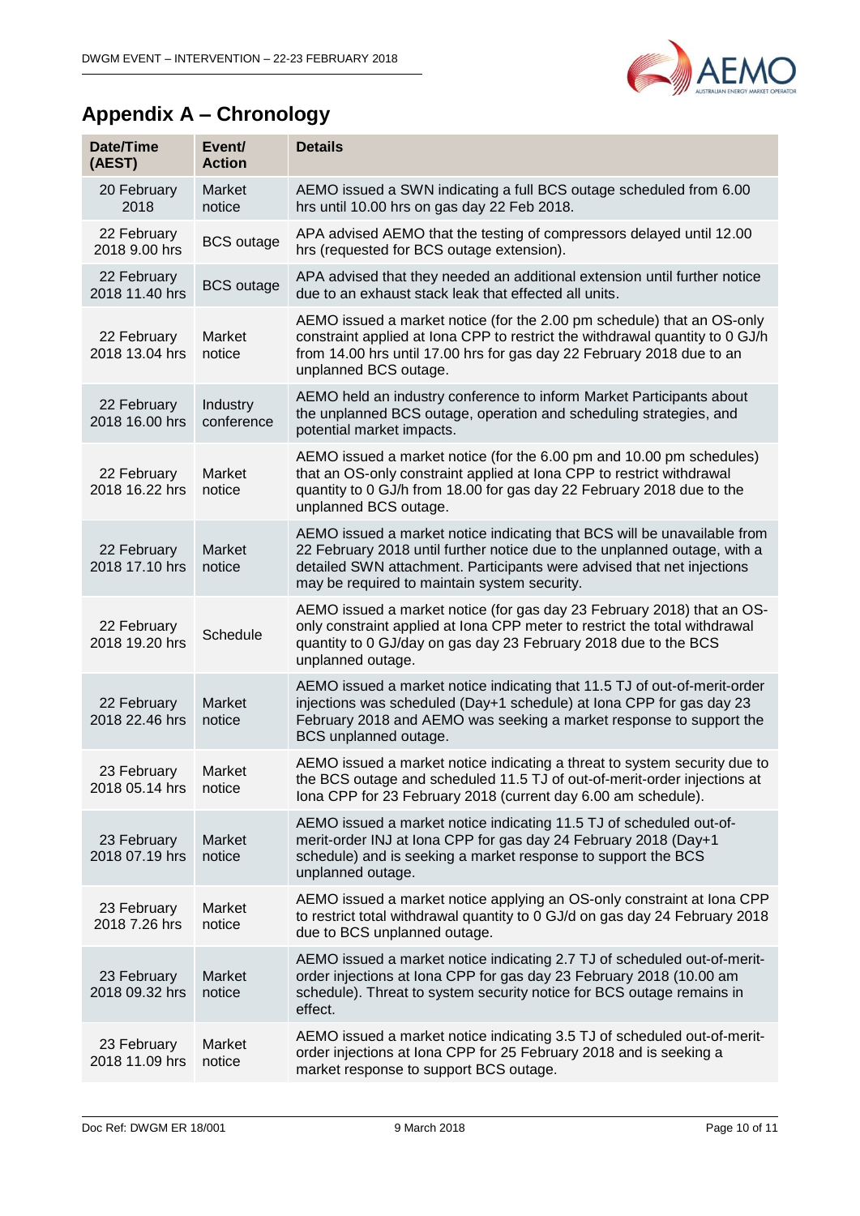## Appendix A – Chronology

| Date/Time (AEST) | Event/ Action | Details |
|---|---|---|
| 20 February 2018 | Market notice | AEMO issued a SWN indicating a full BCS outage scheduled from 6.00 hrs until 10.00 hrs on gas day 22 Feb 2018. |
| 22 February 2018 9.00 hrs | BCS outage | APA advised AEMO that the testing of compressors delayed until 12.00 hrs (requested for BCS outage extension). |
| 22 February 2018 11.40 hrs | BCS outage | APA advised that they needed an additional extension until further notice due to an exhaust stack leak that effected all units. |
| 22 February 2018 13.04 hrs | Market notice | AEMO issued a market notice (for the 2.00 pm schedule) that an OS-only constraint applied at Iona CPP to restrict the withdrawal quantity to 0 GJ/h from 14.00 hrs until 17.00 hrs for gas day 22 February 2018 due to an unplanned BCS outage. |
| 22 February 2018 16.00 hrs | Industry conference | AEMO held an industry conference to inform Market Participants about the unplanned BCS outage, operation and scheduling strategies, and potential market impacts. |
| 22 February 2018 16.22 hrs | Market notice | AEMO issued a market notice (for the 6.00 pm and 10.00 pm schedules) that an OS-only constraint applied at Iona CPP to restrict withdrawal quantity to 0 GJ/h from 18.00 for gas day 22 February 2018 due to the unplanned BCS outage. |
| 22 February 2018 17.10 hrs | Market notice | AEMO issued a market notice indicating that BCS will be unavailable from 22 February 2018 until further notice due to the unplanned outage, with a detailed SWN attachment. Participants were advised that net injections may be required to maintain system security. |
| 22 February 2018 19.20 hrs | Schedule | AEMO issued a market notice (for gas day 23 February 2018) that an OS-only constraint applied at Iona CPP meter to restrict the total withdrawal quantity to 0 GJ/day on gas day 23 February 2018 due to the BCS unplanned outage. |
| 22 February 2018 22.46 hrs | Market notice | AEMO issued a market notice indicating that 11.5 TJ of out-of-merit-order injections was scheduled (Day+1 schedule) at Iona CPP for gas day 23 February 2018 and AEMO was seeking a market response to support the BCS unplanned outage. |
| 23 February 2018 05.14 hrs | Market notice | AEMO issued a market notice indicating a threat to system security due to the BCS outage and scheduled 11.5 TJ of out-of-merit-order injections at Iona CPP for 23 February 2018 (current day 6.00 am schedule). |
| 23 February 2018 07.19 hrs | Market notice | AEMO issued a market notice indicating 11.5 TJ of scheduled out-of-merit-order INJ at Iona CPP for gas day 24 February 2018 (Day+1 schedule) and is seeking a market response to support the BCS unplanned outage. |
| 23 February 2018 7.26 hrs | Market notice | AEMO issued a market notice applying an OS-only constraint at Iona CPP to restrict total withdrawal quantity to 0 GJ/d on gas day 24 February 2018 due to BCS unplanned outage. |
| 23 February 2018 09.32 hrs | Market notice | AEMO issued a market notice indicating 2.7 TJ of scheduled out-of-merit-order injections at Iona CPP for gas day 23 February 2018 (10.00 am schedule). Threat to system security notice for BCS outage remains in effect. |
| 23 February 2018 11.09 hrs | Market notice | AEMO issued a market notice indicating 3.5 TJ of scheduled out-of-merit-order injections at Iona CPP for 25 February 2018 and is seeking a market response to support BCS outage. |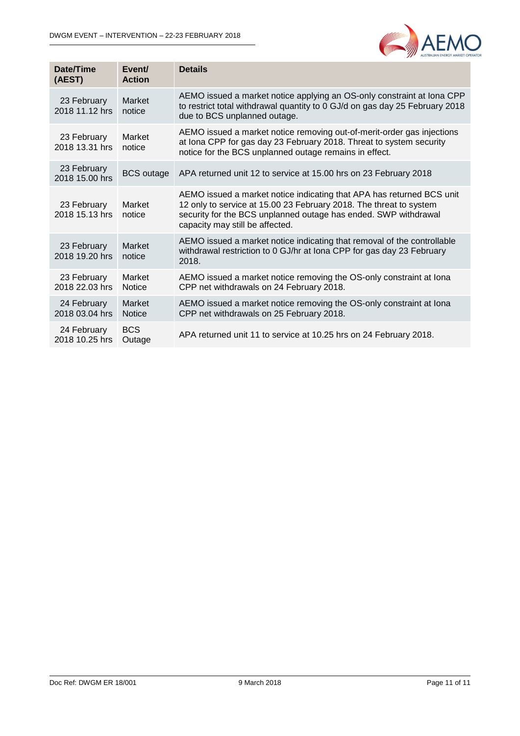| Date/Time (AEST) | Event/ Action | Details |
| --- | --- | --- |
| 23 February 2018 11.12 hrs | Market notice | AEMO issued a market notice applying an OS-only constraint at Iona CPP to restrict total withdrawal quantity to 0 GJ/d on gas day 25 February 2018 due to BCS unplanned outage. |
| 23 February 2018 13.31 hrs | Market notice | AEMO issued a market notice removing out-of-merit-order gas injections at Iona CPP for gas day 23 February 2018. Threat to system security notice for the BCS unplanned outage remains in effect. |
| 23 February 2018 15.00 hrs | BCS outage | APA returned unit 12 to service at 15.00 hrs on 23 February 2018 |
| 23 February 2018 15.13 hrs | Market notice | AEMO issued a market notice indicating that APA has returned BCS unit 12 only to service at 15.00 23 February 2018. The threat to system security for the BCS unplanned outage has ended. SWP withdrawal capacity may still be affected. |
| 23 February 2018 19.20 hrs | Market notice | AEMO issued a market notice indicating that removal of the controllable withdrawal restriction to 0 GJ/hr at Iona CPP for gas day 23 February 2018. |
| 23 February 2018 22.03 hrs | Market Notice | AEMO issued a market notice removing the OS-only constraint at Iona CPP net withdrawals on 24 February 2018. |
| 24 February 2018 03.04 hrs | Market Notice | AEMO issued a market notice removing the OS-only constraint at Iona CPP net withdrawals on 25 February 2018. |
| 24 February 2018 10.25 hrs | BCS Outage | APA returned unit 11 to service at 10.25 hrs on 24 February 2018. |